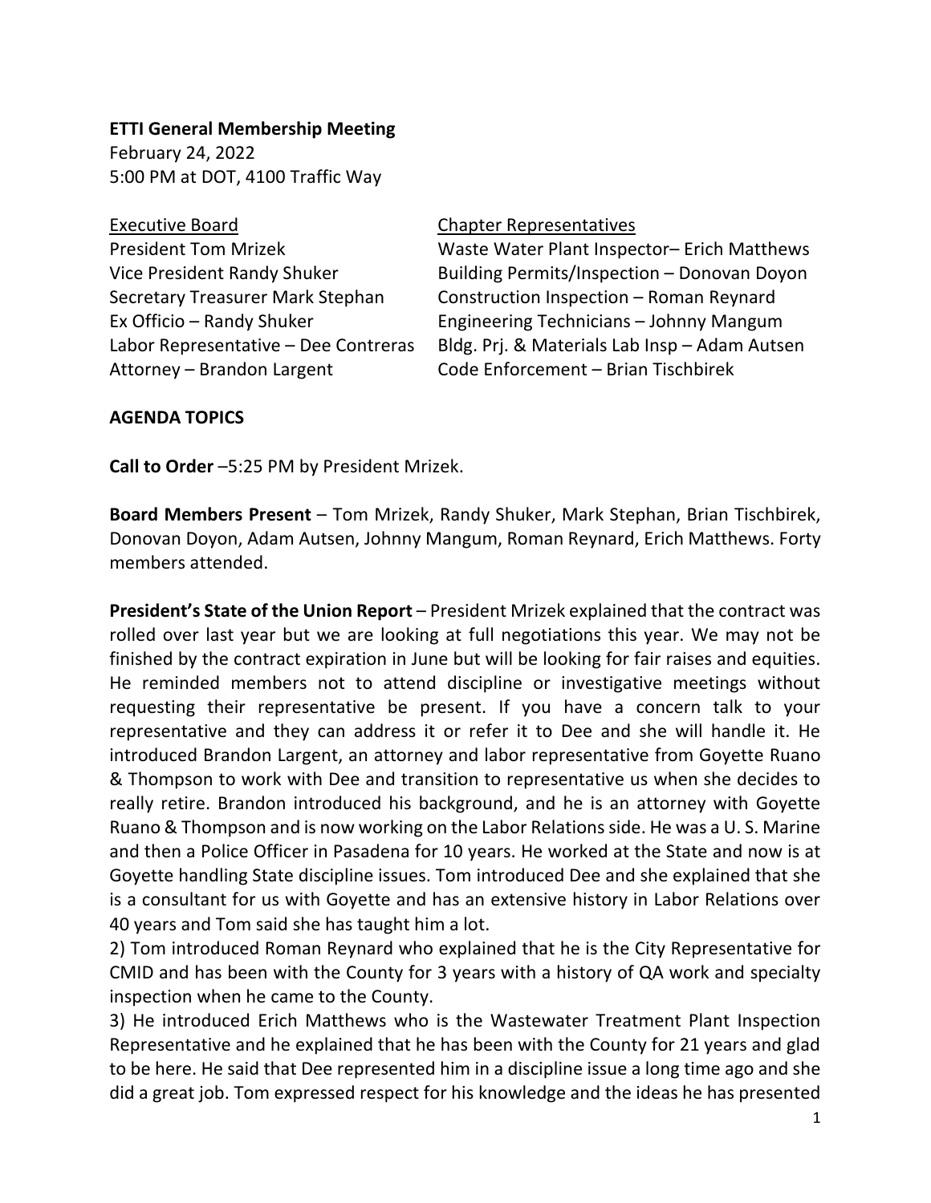**ETTI General Membership Meeting**
February 24, 2022
5:00 PM at DOT, 4100 Traffic Way

<u>Executive Board</u>
President Tom Mrizek
Vice President Randy Shuker
Secretary Treasurer Mark Stephan
Ex Officio – Randy Shuker
Labor Representative – Dee Contreras
Attorney – Brandon Largent

<u>Chapter Representatives</u>
Waste Water Plant Inspector– Erich Matthews
Building Permits/Inspection – Donovan Doyon
Construction Inspection – Roman Reynard
Engineering Technicians – Johnny Mangum
Bldg. Prj. & Materials Lab Insp – Adam Autsen
Code Enforcement – Brian Tischbirek

**AGENDA TOPICS**

**Call to Order** –5:25 PM by President Mrizek.

**Board Members Present** – Tom Mrizek, Randy Shuker, Mark Stephan, Brian Tischbirek, Donovan Doyon, Adam Autsen, Johnny Mangum, Roman Reynard, Erich Matthews. Forty members attended.

**President's State of the Union Report** – President Mrizek explained that the contract was rolled over last year but we are looking at full negotiations this year. We may not be finished by the contract expiration in June but will be looking for fair raises and equities. He reminded members not to attend discipline or investigative meetings without requesting their representative be present. If you have a concern talk to your representative and they can address it or refer it to Dee and she will handle it. He introduced Brandon Largent, an attorney and labor representative from Goyette Ruano & Thompson to work with Dee and transition to representative us when she decides to really retire. Brandon introduced his background, and he is an attorney with Goyette Ruano & Thompson and is now working on the Labor Relations side. He was a U. S. Marine and then a Police Officer in Pasadena for 10 years. He worked at the State and now is at Goyette handling State discipline issues. Tom introduced Dee and she explained that she is a consultant for us with Goyette and has an extensive history in Labor Relations over 40 years and Tom said she has taught him a lot.

2) Tom introduced Roman Reynard who explained that he is the City Representative for CMID and has been with the County for 3 years with a history of QA work and specialty inspection when he came to the County.

3) He introduced Erich Matthews who is the Wastewater Treatment Plant Inspection Representative and he explained that he has been with the County for 21 years and glad to be here. He said that Dee represented him in a discipline issue a long time ago and she did a great job. Tom expressed respect for his knowledge and the ideas he has presented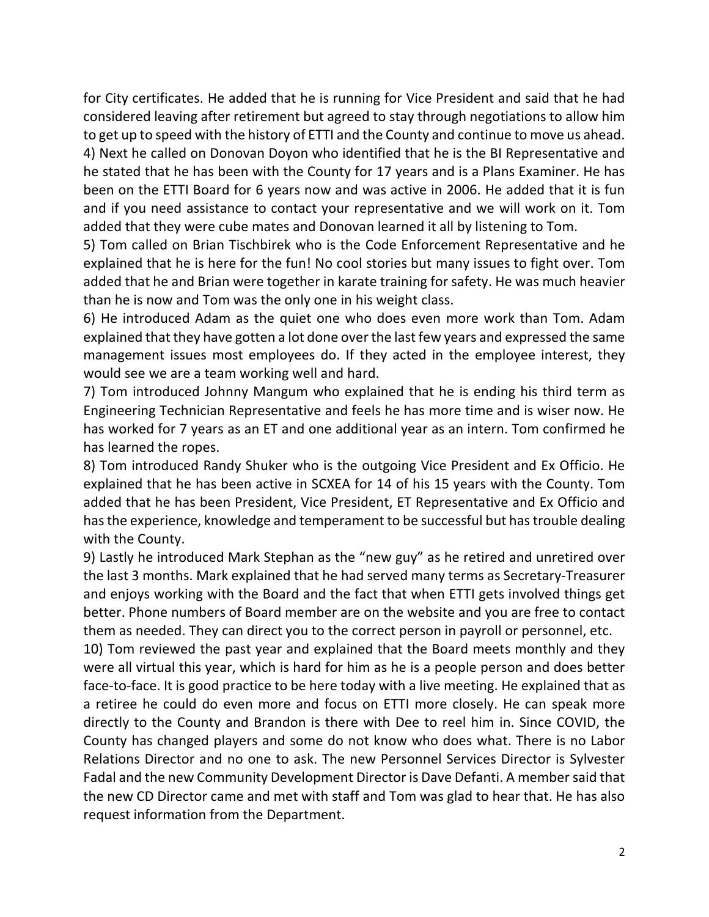for City certificates. He added that he is running for Vice President and said that he had considered leaving after retirement but agreed to stay through negotiations to allow him to get up to speed with the history of ETTI and the County and continue to move us ahead.

4) Next he called on Donovan Doyon who identified that he is the BI Representative and he stated that he has been with the County for 17 years and is a Plans Examiner. He has been on the ETTI Board for 6 years now and was active in 2006. He added that it is fun and if you need assistance to contact your representative and we will work on it. Tom added that they were cube mates and Donovan learned it all by listening to Tom.

5) Tom called on Brian Tischbirek who is the Code Enforcement Representative and he explained that he is here for the fun! No cool stories but many issues to fight over. Tom added that he and Brian were together in karate training for safety. He was much heavier than he is now and Tom was the only one in his weight class.

6) He introduced Adam as the quiet one who does even more work than Tom. Adam explained that they have gotten a lot done over the last few years and expressed the same management issues most employees do. If they acted in the employee interest, they would see we are a team working well and hard.

7) Tom introduced Johnny Mangum who explained that he is ending his third term as Engineering Technician Representative and feels he has more time and is wiser now. He has worked for 7 years as an ET and one additional year as an intern. Tom confirmed he has learned the ropes.

8) Tom introduced Randy Shuker who is the outgoing Vice President and Ex Officio. He explained that he has been active in SCXEA for 14 of his 15 years with the County. Tom added that he has been President, Vice President, ET Representative and Ex Officio and has the experience, knowledge and temperament to be successful but has trouble dealing with the County.

9) Lastly he introduced Mark Stephan as the "new guy" as he retired and unretired over the last 3 months. Mark explained that he had served many terms as Secretary-Treasurer and enjoys working with the Board and the fact that when ETTI gets involved things get better. Phone numbers of Board member are on the website and you are free to contact them as needed. They can direct you to the correct person in payroll or personnel, etc.

10) Tom reviewed the past year and explained that the Board meets monthly and they were all virtual this year, which is hard for him as he is a people person and does better face-to-face. It is good practice to be here today with a live meeting. He explained that as a retiree he could do even more and focus on ETTI more closely. He can speak more directly to the County and Brandon is there with Dee to reel him in. Since COVID, the County has changed players and some do not know who does what. There is no Labor Relations Director and no one to ask. The new Personnel Services Director is Sylvester Fadal and the new Community Development Director is Dave Defanti. A member said that the new CD Director came and met with staff and Tom was glad to hear that. He has also request information from the Department.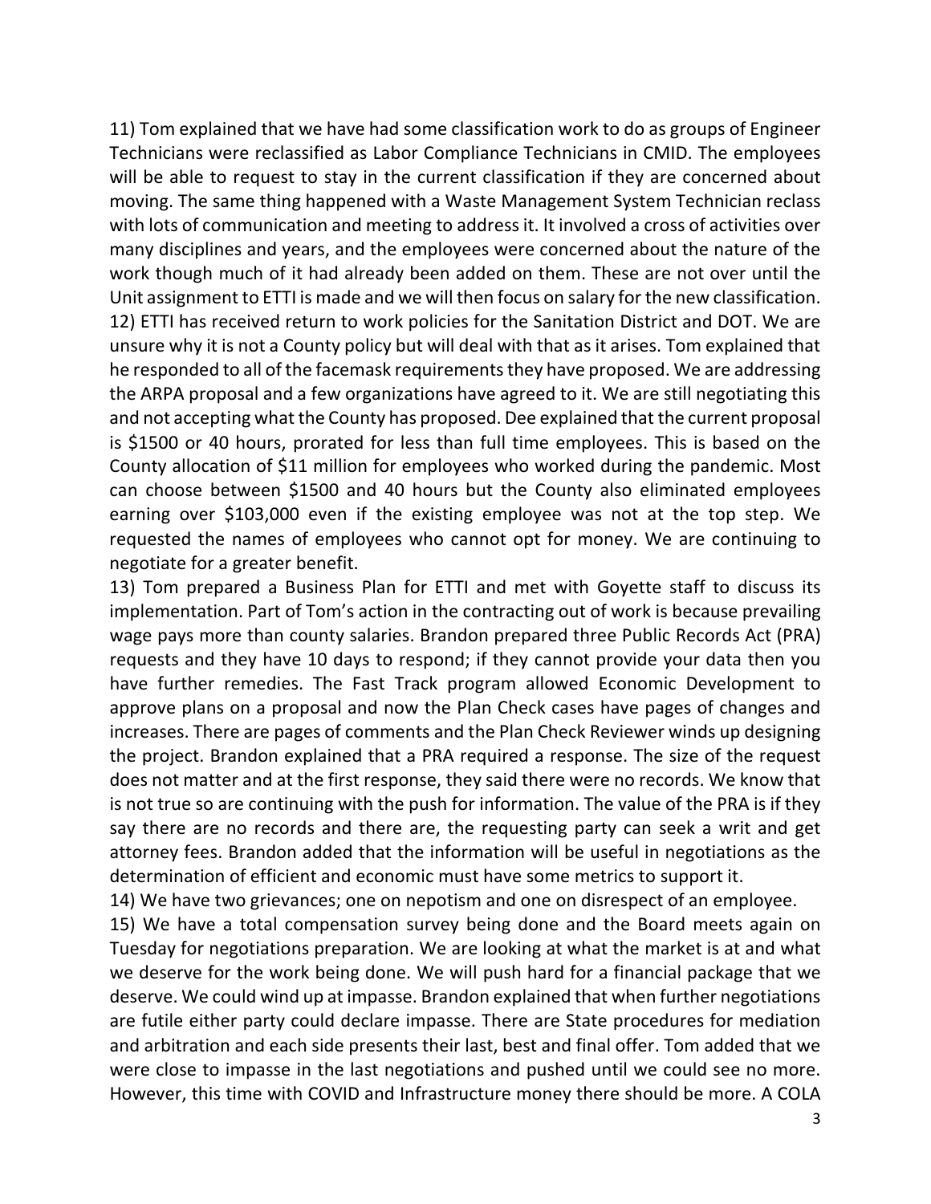11) Tom explained that we have had some classification work to do as groups of Engineer Technicians were reclassified as Labor Compliance Technicians in CMID. The employees will be able to request to stay in the current classification if they are concerned about moving. The same thing happened with a Waste Management System Technician reclass with lots of communication and meeting to address it. It involved a cross of activities over many disciplines and years, and the employees were concerned about the nature of the work though much of it had already been added on them. These are not over until the Unit assignment to ETTI is made and we will then focus on salary for the new classification.

12) ETTI has received return to work policies for the Sanitation District and DOT. We are unsure why it is not a County policy but will deal with that as it arises. Tom explained that he responded to all of the facemask requirements they have proposed. We are addressing the ARPA proposal and a few organizations have agreed to it. We are still negotiating this and not accepting what the County has proposed. Dee explained that the current proposal is $1500 or 40 hours, prorated for less than full time employees. This is based on the County allocation of $11 million for employees who worked during the pandemic. Most can choose between $1500 and 40 hours but the County also eliminated employees earning over $103,000 even if the existing employee was not at the top step. We requested the names of employees who cannot opt for money. We are continuing to negotiate for a greater benefit.

13) Tom prepared a Business Plan for ETTI and met with Goyette staff to discuss its implementation. Part of Tom's action in the contracting out of work is because prevailing wage pays more than county salaries. Brandon prepared three Public Records Act (PRA) requests and they have 10 days to respond; if they cannot provide your data then you have further remedies. The Fast Track program allowed Economic Development to approve plans on a proposal and now the Plan Check cases have pages of changes and increases. There are pages of comments and the Plan Check Reviewer winds up designing the project. Brandon explained that a PRA required a response. The size of the request does not matter and at the first response, they said there were no records. We know that is not true so are continuing with the push for information. The value of the PRA is if they say there are no records and there are, the requesting party can seek a writ and get attorney fees. Brandon added that the information will be useful in negotiations as the determination of efficient and economic must have some metrics to support it.

14) We have two grievances; one on nepotism and one on disrespect of an employee.

15) We have a total compensation survey being done and the Board meets again on Tuesday for negotiations preparation. We are looking at what the market is at and what we deserve for the work being done. We will push hard for a financial package that we deserve. We could wind up at impasse. Brandon explained that when further negotiations are futile either party could declare impasse. There are State procedures for mediation and arbitration and each side presents their last, best and final offer. Tom added that we were close to impasse in the last negotiations and pushed until we could see no more. However, this time with COVID and Infrastructure money there should be more. A COLA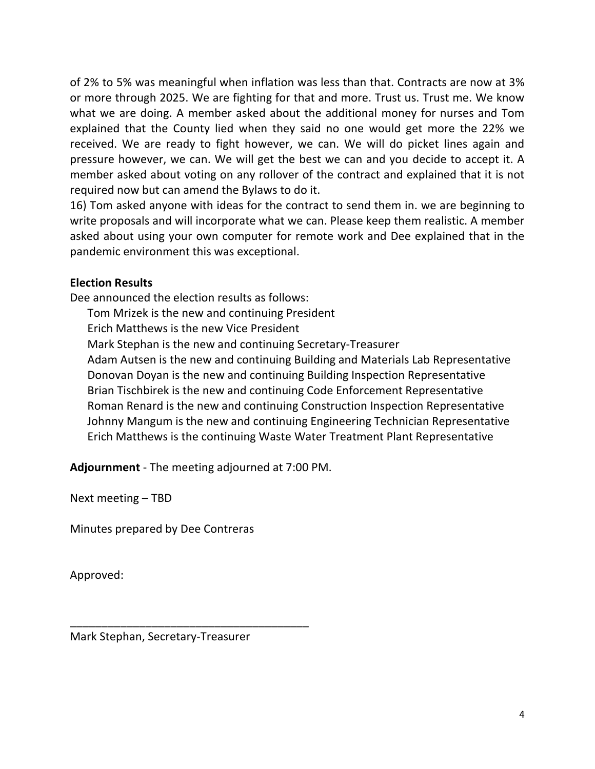of 2% to 5% was meaningful when inflation was less than that. Contracts are now at 3% or more through 2025. We are fighting for that and more. Trust us. Trust me. We know what we are doing. A member asked about the additional money for nurses and Tom explained that the County lied when they said no one would get more the 22% we received. We are ready to fight however, we can. We will do picket lines again and pressure however, we can. We will get the best we can and you decide to accept it. A member asked about voting on any rollover of the contract and explained that it is not required now but can amend the Bylaws to do it.

16) Tom asked anyone with ideas for the contract to send them in. we are beginning to write proposals and will incorporate what we can. Please keep them realistic. A member asked about using your own computer for remote work and Dee explained that in the pandemic environment this was exceptional.

**Election Results**

Dee announced the election results as follows:

Tom Mrizek is the new and continuing President  
Erich Matthews is the new Vice President  
Mark Stephan is the new and continuing Secretary-Treasurer  
Adam Autsen is the new and continuing Building and Materials Lab Representative  
Donovan Doyan is the new and continuing Building Inspection Representative  
Brian Tischbirek is the new and continuing Code Enforcement Representative  
Roman Renard is the new and continuing Construction Inspection Representative  
Johnny Mangum is the new and continuing Engineering Technician Representative  
Erich Matthews is the continuing Waste Water Treatment Plant Representative

**Adjournment** - The meeting adjourned at 7:00 PM.

Next meeting – TBD

Minutes prepared by Dee Contreras

Approved:

_______________________________________

Mark Stephan, Secretary-Treasurer